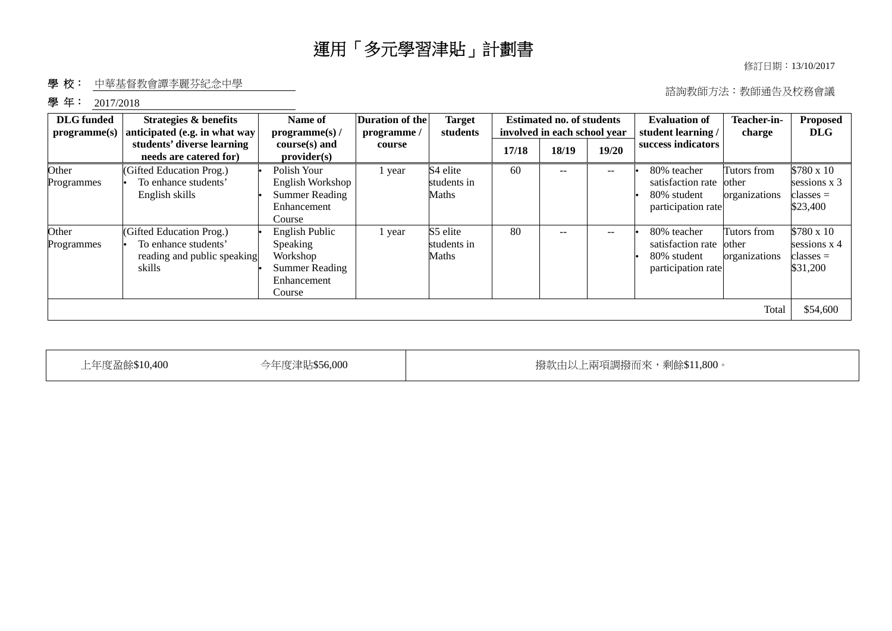# 運用「多元學習津貼」計劃書

修訂日期：13/10/2017

學 校： 中華基督教會譚李麗芬紀念中學

諮詢教師方法：教師通告及校務會議

學 年： 2017/2018

| DLG funded programme(s) | Strategies & benefits anticipated (e.g. in what way students' diverse learning needs are catered for) | Name of programme(s) / course(s) and provider(s) | Duration of the programme / course | Target students | Estimated no. of students involved in each school year | | | Evaluation of student learning / success indicators | Teacher-in-charge | Proposed DLG |
|---|---|---|---|---|---|---|---|---|---|---|
| | | | | | 17/18 | 18/19 | 19/20 | | | |
| Other Programmes | (Gifted Education Prog.)<br>• To enhance students' English skills | • Polish Your English Workshop<br>• Summer Reading Enhancement Course | 1 year | S4 elite students in Maths | 60 | -- | -- | • 80% teacher satisfaction rate<br>• 80% student participation rate | Tutors from other organizations | $780 x 10 sessions x 3 classes = $23,400 |
| Other Programmes | (Gifted Education Prog.)<br>• To enhance students' reading and public speaking skills | • English Public Speaking Workshop<br>• Summer Reading Enhancement Course | 1 year | S5 elite students in Maths | 80 | -- | -- | • 80% teacher satisfaction rate<br>• 80% student participation rate | Tutors from other organizations | $780 x 10 sessions x 4 classes = $31,200 |
| | | | | | | | | | Total | $54,600 |

| | | |
|---|---|---|
| 上年度盈餘$10,400 | 今年度津貼$56,000 | 撥款由以上兩項調撥而來，剩餘$11,800。 |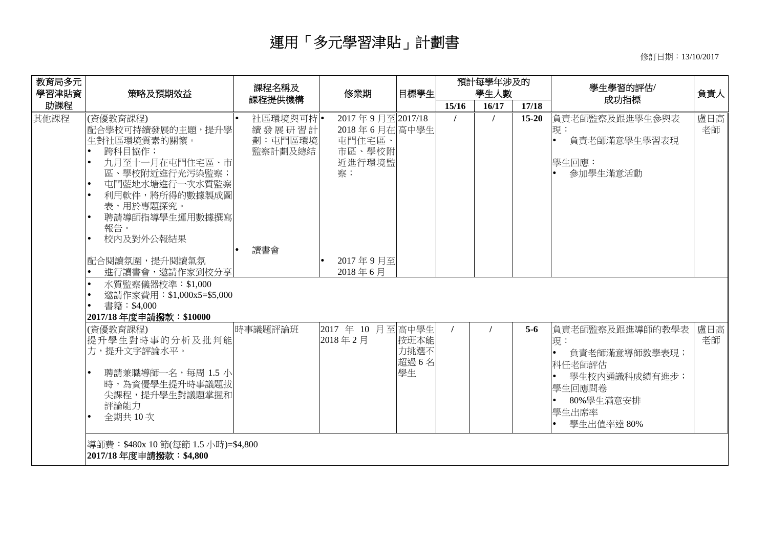# 運用「多元學習津貼」計劃書

修訂日期：13/10/2017

| 教育局多元學習津貼資助課程 | 策略及預期效益 | 課程名稱及課程提供機構 | 修業期 | 目標學生 | 預計每學年涉及的學生人數 | | | 學生學習的評估/成功指標 | 負責人 |
|---|---|---|---|---|---|---|---|---|---|
| | | | | | 15/16 | 16/17 | 17/18 | | |
| 其他課程 | (資優教育課程)<br>配合學校可持續發展的主題，提升學生對社區環境質素的關懷。<br>• 跨科目協作；<br>• 九月至十一月在屯門住宅區、市區、學校附近進行光污染監察；<br>• 屯門藍地水塘進行一次水質監察<br>• 利用軟件，將所得的數據製成圖表，用於專題探究。<br>• 聘請導師指導學生運用數據撰寫報告。<br>• 校內及對外公報結果<br><br>配合閱讀氛圍，提升閱讀氣氛<br>• 進行讀書會，邀請作家到校分享 | • 社區環境與可持續發展研習計劃：屯門區環境監察計劃及總結<br><br>• 讀書會 | • 2017 年 9 月至 2018 年 6 月在屯門住宅區、市區、學校附近進行環境監察；<br><br>• 2017 年 9 月至 2018 年 6 月 | 2017/18 高中學生 | / | / | 15-20 | 負責老師監察及跟進學生參與表現：<br>• 負責老師滿意學生學習表現<br><br>學生回應：<br>• 參加學生滿意活動 | 盧日高老師 |
| | • 水質監察儀器校準：$1,000<br>• 邀請作家費用：$1,000x5=$5,000<br>• 書籍：$4,000<br>**2017/18 年度申請撥款：$10000** | | | | | | | | |
| | (資優教育課程)<br>提升學生對時事的分析及批判能力，提升文字評論水平。<br><br>• 聘請兼職導師一名，每周 1.5 小時，為資優學生提升時事議題拔尖課程，提升學生對議題掌握和評論能力<br>• 全期共 10 次 | 時事議題評論班 | 2017 年 10 月至 2018 年 2 月 | 高中學生按班本能力挑選不超過 6 名學生 | / | / | 5-6 | 負責老師監察及跟進導師的教學表現：<br>• 負責老師滿意導師教學表現；<br>科任老師評估<br>• 學生校內通識科成績有進步；<br>學生回應問卷<br>• 80%學生滿意安排<br>學生出席率<br>• 學生出值率達 80% | 盧日高老師 |
| | 導師費：$480x 10 節(每節 1.5 小時)=$4,800<br>**2017/18 年度申請撥款：$4,800** | | | | | | | | |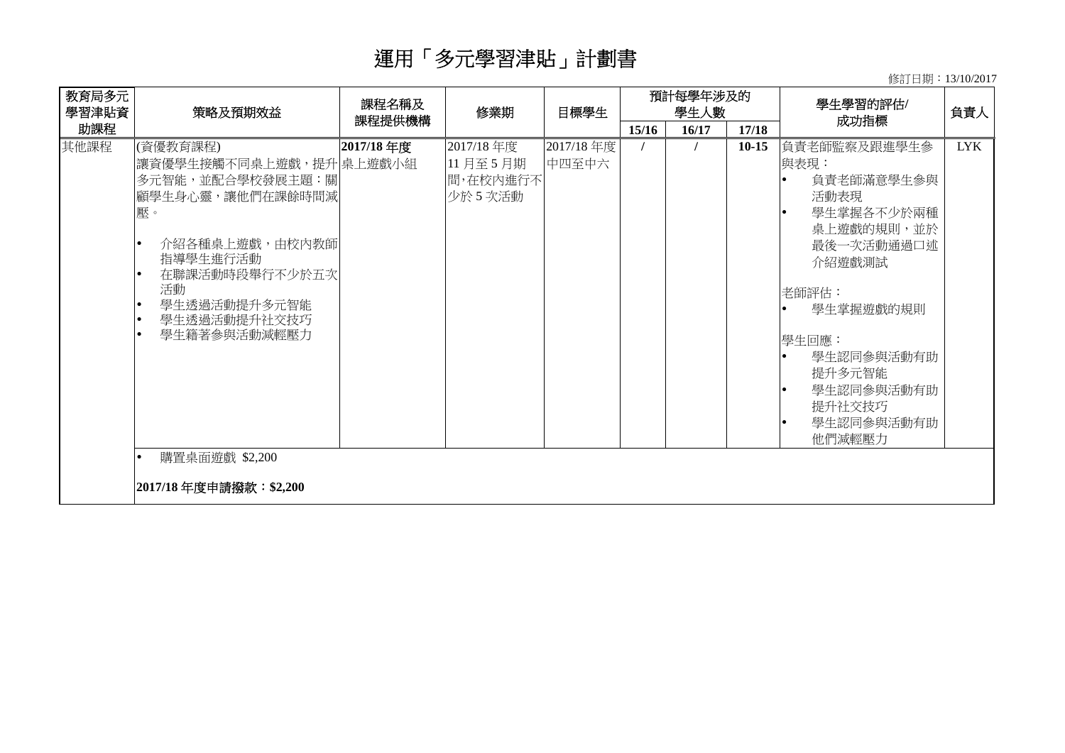# 運用「多元學習津貼」計劃書

修訂日期：13/10/2017

| 教育局多元學習津貼資助課程 | 策略及預期效益 | 課程名稱及課程提供機構 | 修業期 | 目標學生 | 預計每學年涉及的學生人數 | | | 學生學習的評估/成功指標 | 負責人 |
|---|---|---|---|---|---|---|---|---|---|
| | | | | | 15/16 | 16/17 | 17/18 | | |
| 其他課程 | (資優教育課程)<br>讓資優學生接觸不同桌上遊戲，提升多元智能，並配合學校發展主題：關顧學生身心靈，讓他們在課餘時間減壓。<br><br>• 介紹各種桌上遊戲，由校內教師指導學生進行活動<br>• 在聯課活動時段舉行不少於五次活動<br>• 學生透過活動提升多元智能<br>• 學生透過活動提升社交技巧<br>• 學生籍著參與活動減輕壓力 | **2017/18 年度**<br>桌上遊戲小組 | 2017/18 年度<br>11 月至 5 月期間，在校內進行不少於 5 次活動 | 2017/18 年度<br>中四至中六 | / | / | **10-15** | 負責老師監察及跟進學生參與表現：<br>• 負責老師滿意學生參與活動表現<br>• 學生掌握各不少於兩種桌上遊戲的規則，並於最後一次活動通過口述介紹遊戲測試<br><br>老師評估：<br>• 學生掌握遊戲的規則<br><br>學生回應：<br>• 學生認同參與活動有助提升多元智能<br>• 學生認同參與活動有助提升社交技巧<br>• 學生認同參與活動有助他們減輕壓力 | LYK |
| | • 購置桌面遊戲 $2,200<br><br>**2017/18 年度申請撥款：$2,200** | | | | | | | | |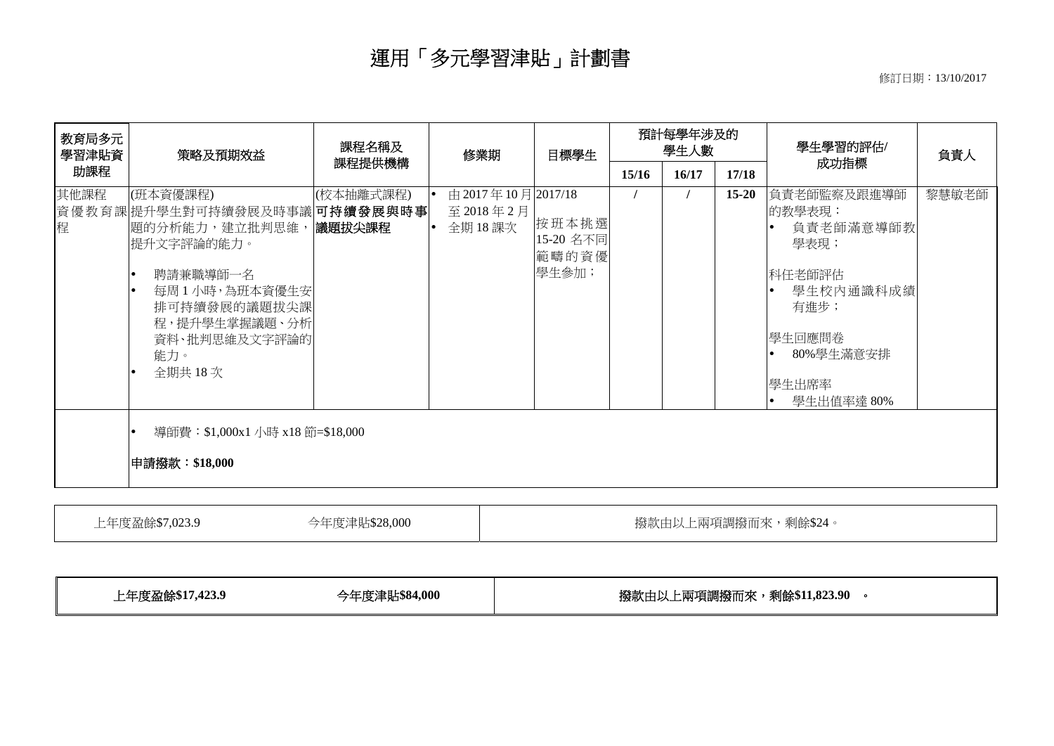# 運用「多元學習津貼」計劃書

修訂日期：13/10/2017

| 教育局多元學習津貼資助課程 | 策略及預期效益 | 課程名稱及課程提供機構 | 修業期 | 目標學生 | 預計每學年涉及的學生人數 | | | 學生學習的評估/成功指標 | 負責人 |
|---|---|---|---|---|---|---|---|---|---|
| | | | | | **15/16** | **16/17** | **17/18** | | |
| 其他課程<br>資優教育課程 | (班本資優課程)<br>提升學生對可持續發展及時事議題的分析能力，建立批判思維，提升文字評論的能力。<br>• 聘請兼職導師一名<br>• 每周 1 小時，為班本資優生安排可持續發展的議題拔尖課程，提升學生掌握議題、分析資料、批判思維及文字評論的能力。<br>• 全期共 18 次 | (校本抽離式課程)<br>**可持續發展與時事議題拔尖課程** | • 由 2017 年 10 月至 2018 年 2 月<br>• 全期 18 課次 | 2017/18<br>按班本挑選 15-20 名不同範疇的資優學生參加； | / | / | **15-20** | 負責老師監察及跟進導師的教學表現：<br>• 負責老師滿意導師教學表現；<br>科任老師評估<br>• 學生校內通識科成績有進步；<br>學生回應問卷<br>• 80%學生滿意安排<br>學生出席率<br>• 學生出值率達 80% | 黎慧敏老師 |
| | • 導師費：$1,000x1 小時 x18 節=$18,000<br>**申請撥款：$18,000** | | | | | | | | |

| | | |
|---|---|---|
| 上年度盈餘$7,023.9 | 今年度津貼$28,000 | 撥款由以上兩項調撥而來，剩餘$24。 |

| | | |
|---|---|---|
| **上年度盈餘$17,423.9** | **今年度津貼$84,000** | **撥款由以上兩項調撥而來，剩餘$11,823.90 。** |